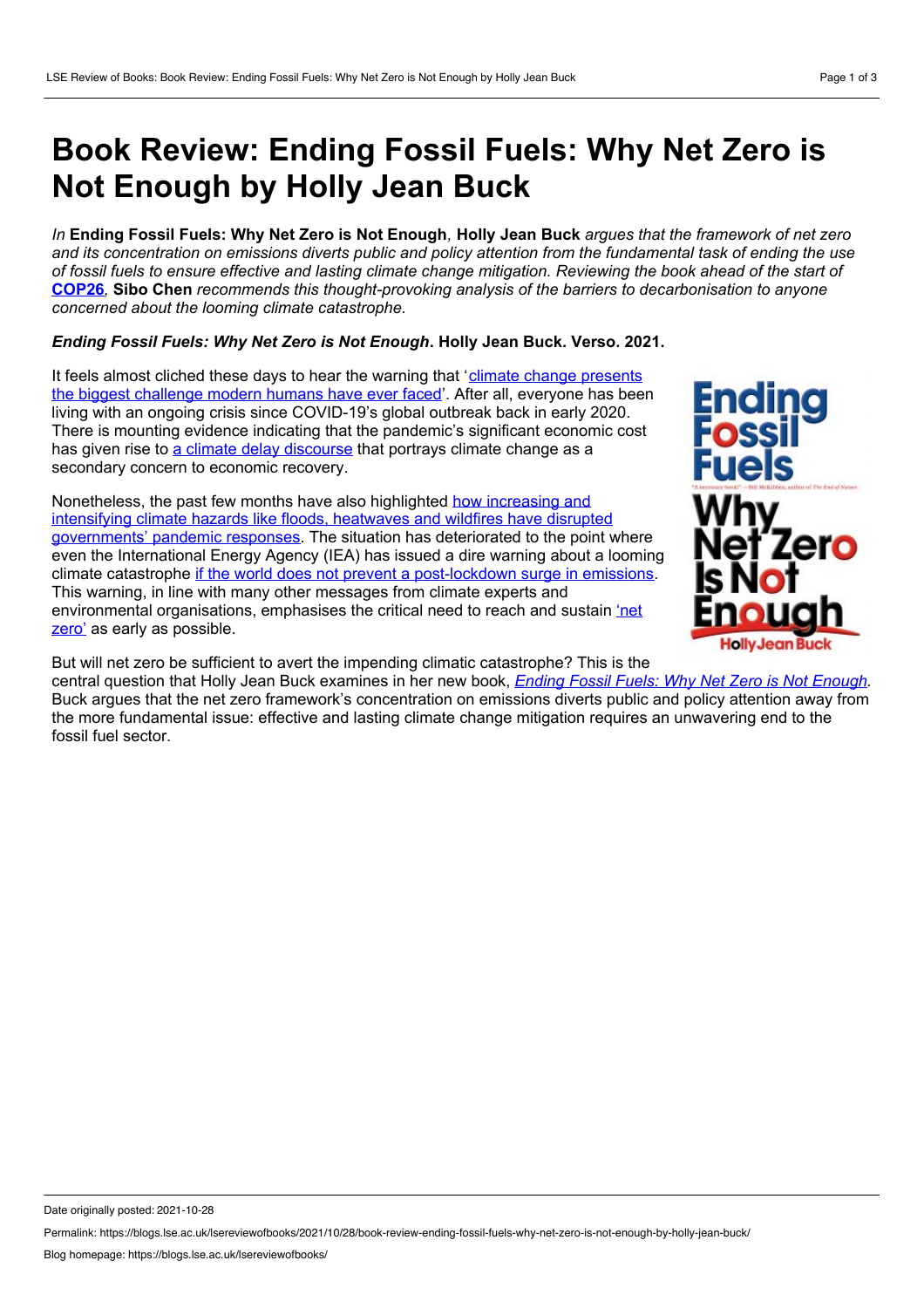# Book Review: Ending Fossil Fuels: Why Net Zero is Not Enough by Holly Jean Buck

*In* **Ending Fossil Fuels: Why Net Zero is Not Enough***,* **Holly Jean Buck** *argues that the framework of net zero and its concentration on emissions diverts public and policy attention from the fundamental task of ending the use of fossil fuels to ensure effective and lasting climate change mitigation. Reviewing the book ahead of the start of* **COP26***,* **Sibo Chen** *recommends this thought-provoking analysis of the barriers to decarbonisation to anyone concerned about the looming climate catastrophe.*

***Ending Fossil Fuels: Why Net Zero is Not Enough*. Holly Jean Buck. Verso. 2021.**

It feels almost cliched these days to hear the warning that 'climate change presents the biggest challenge modern humans have ever faced'. After all, everyone has been living with an ongoing crisis since COVID-19's global outbreak back in early 2020. There is mounting evidence indicating that the pandemic's significant economic cost has given rise to a climate delay discourse that portrays climate change as a secondary concern to economic recovery.

Nonetheless, the past few months have also highlighted how increasing and intensifying climate hazards like floods, heatwaves and wildfires have disrupted governments' pandemic responses. The situation has deteriorated to the point where even the International Energy Agency (IEA) has issued a dire warning about a looming climate catastrophe if the world does not prevent a post-lockdown surge in emissions. This warning, in line with many other messages from climate experts and environmental organisations, emphasises the critical need to reach and sustain 'net zero' as early as possible.

But will net zero be sufficient to avert the impending climatic catastrophe? This is the central question that Holly Jean Buck examines in her new book, *Ending Fossil Fuels: Why Net Zero is Not Enough*. Buck argues that the net zero framework's concentration on emissions diverts public and policy attention away from the more fundamental issue: effective and lasting climate change mitigation requires an unwavering end to the fossil fuel sector.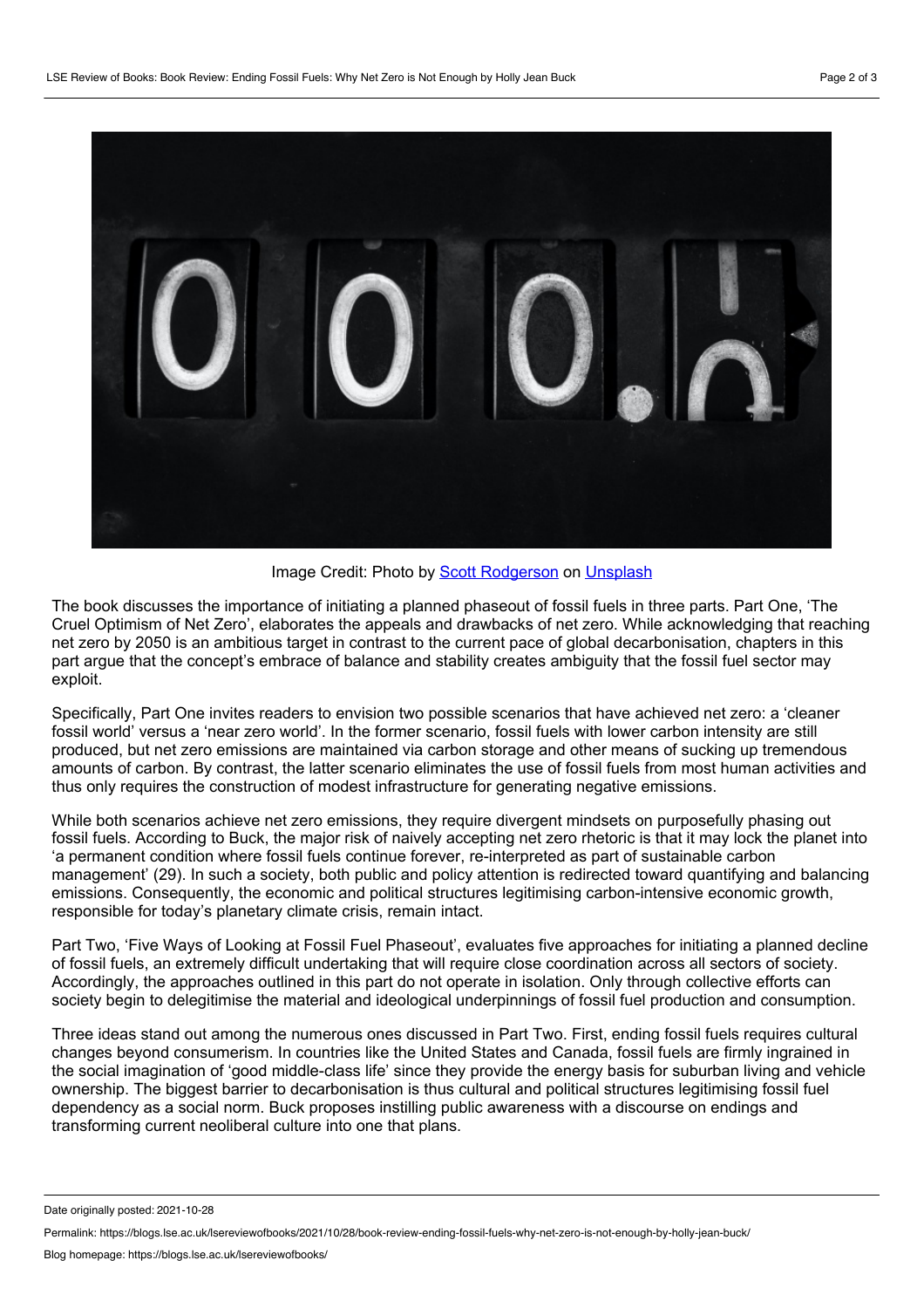Image Credit: Photo by [Scott Rodgerson](#) on [Unsplash](#)

The book discusses the importance of initiating a planned phaseout of fossil fuels in three parts. Part One, 'The Cruel Optimism of Net Zero', elaborates the appeals and drawbacks of net zero. While acknowledging that reaching net zero by 2050 is an ambitious target in contrast to the current pace of global decarbonisation, chapters in this part argue that the concept's embrace of balance and stability creates ambiguity that the fossil fuel sector may exploit.

Specifically, Part One invites readers to envision two possible scenarios that have achieved net zero: a 'cleaner fossil world' versus a 'near zero world'. In the former scenario, fossil fuels with lower carbon intensity are still produced, but net zero emissions are maintained via carbon storage and other means of sucking up tremendous amounts of carbon. By contrast, the latter scenario eliminates the use of fossil fuels from most human activities and thus only requires the construction of modest infrastructure for generating negative emissions.

While both scenarios achieve net zero emissions, they require divergent mindsets on purposefully phasing out fossil fuels. According to Buck, the major risk of naively accepting net zero rhetoric is that it may lock the planet into 'a permanent condition where fossil fuels continue forever, re-interpreted as part of sustainable carbon management' (29). In such a society, both public and policy attention is redirected toward quantifying and balancing emissions. Consequently, the economic and political structures legitimising carbon-intensive economic growth, responsible for today's planetary climate crisis, remain intact.

Part Two, 'Five Ways of Looking at Fossil Fuel Phaseout', evaluates five approaches for initiating a planned decline of fossil fuels, an extremely difficult undertaking that will require close coordination across all sectors of society. Accordingly, the approaches outlined in this part do not operate in isolation. Only through collective efforts can society begin to delegitimise the material and ideological underpinnings of fossil fuel production and consumption.

Three ideas stand out among the numerous ones discussed in Part Two. First, ending fossil fuels requires cultural changes beyond consumerism. In countries like the United States and Canada, fossil fuels are firmly ingrained in the social imagination of 'good middle-class life' since they provide the energy basis for suburban living and vehicle ownership. The biggest barrier to decarbonisation is thus cultural and political structures legitimising fossil fuel dependency as a social norm. Buck proposes instilling public awareness with a discourse on endings and transforming current neoliberal culture into one that plans.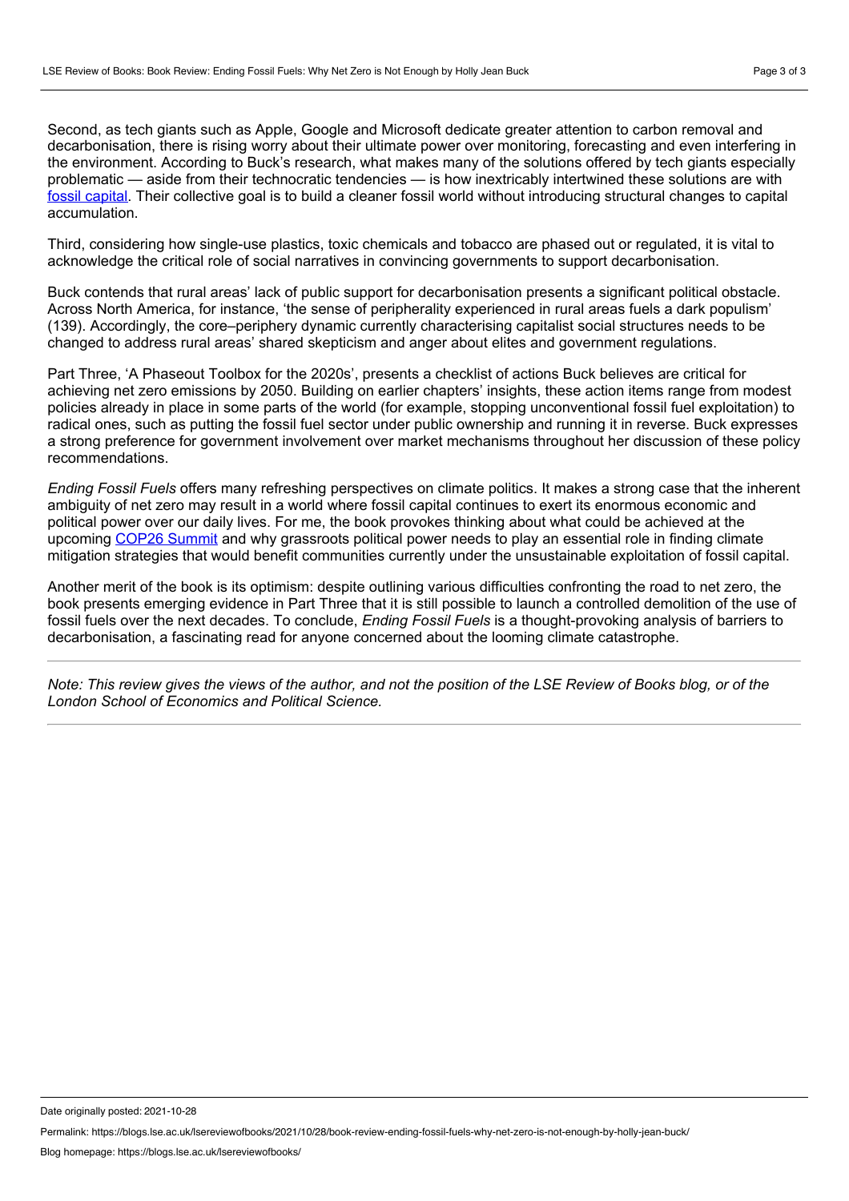Second, as tech giants such as Apple, Google and Microsoft dedicate greater attention to carbon removal and decarbonisation, there is rising worry about their ultimate power over monitoring, forecasting and even interfering in the environment. According to Buck's research, what makes many of the solutions offered by tech giants especially problematic — aside from their technocratic tendencies — is how inextricably intertwined these solutions are with fossil capital. Their collective goal is to build a cleaner fossil world without introducing structural changes to capital accumulation.

Third, considering how single-use plastics, toxic chemicals and tobacco are phased out or regulated, it is vital to acknowledge the critical role of social narratives in convincing governments to support decarbonisation.

Buck contends that rural areas' lack of public support for decarbonisation presents a significant political obstacle. Across North America, for instance, 'the sense of peripherality experienced in rural areas fuels a dark populism' (139). Accordingly, the core–periphery dynamic currently characterising capitalist social structures needs to be changed to address rural areas' shared skepticism and anger about elites and government regulations.

Part Three, 'A Phaseout Toolbox for the 2020s', presents a checklist of actions Buck believes are critical for achieving net zero emissions by 2050. Building on earlier chapters' insights, these action items range from modest policies already in place in some parts of the world (for example, stopping unconventional fossil fuel exploitation) to radical ones, such as putting the fossil fuel sector under public ownership and running it in reverse. Buck expresses a strong preference for government involvement over market mechanisms throughout her discussion of these policy recommendations.

*Ending Fossil Fuels* offers many refreshing perspectives on climate politics. It makes a strong case that the inherent ambiguity of net zero may result in a world where fossil capital continues to exert its enormous economic and political power over our daily lives. For me, the book provokes thinking about what could be achieved at the upcoming COP26 Summit and why grassroots political power needs to play an essential role in finding climate mitigation strategies that would benefit communities currently under the unsustainable exploitation of fossil capital.

Another merit of the book is its optimism: despite outlining various difficulties confronting the road to net zero, the book presents emerging evidence in Part Three that it is still possible to launch a controlled demolition of the use of fossil fuels over the next decades. To conclude, *Ending Fossil Fuels* is a thought-provoking analysis of barriers to decarbonisation, a fascinating read for anyone concerned about the looming climate catastrophe.

---

*Note: This review gives the views of the author, and not the position of the LSE Review of Books blog, or of the London School of Economics and Political Science.*

---

Date originally posted: 2021-10-28

Permalink: https://blogs.lse.ac.uk/lsereviewofbooks/2021/10/28/book-review-ending-fossil-fuels-why-net-zero-is-not-enough-by-holly-jean-buck/

Blog homepage: https://blogs.lse.ac.uk/lsereviewofbooks/